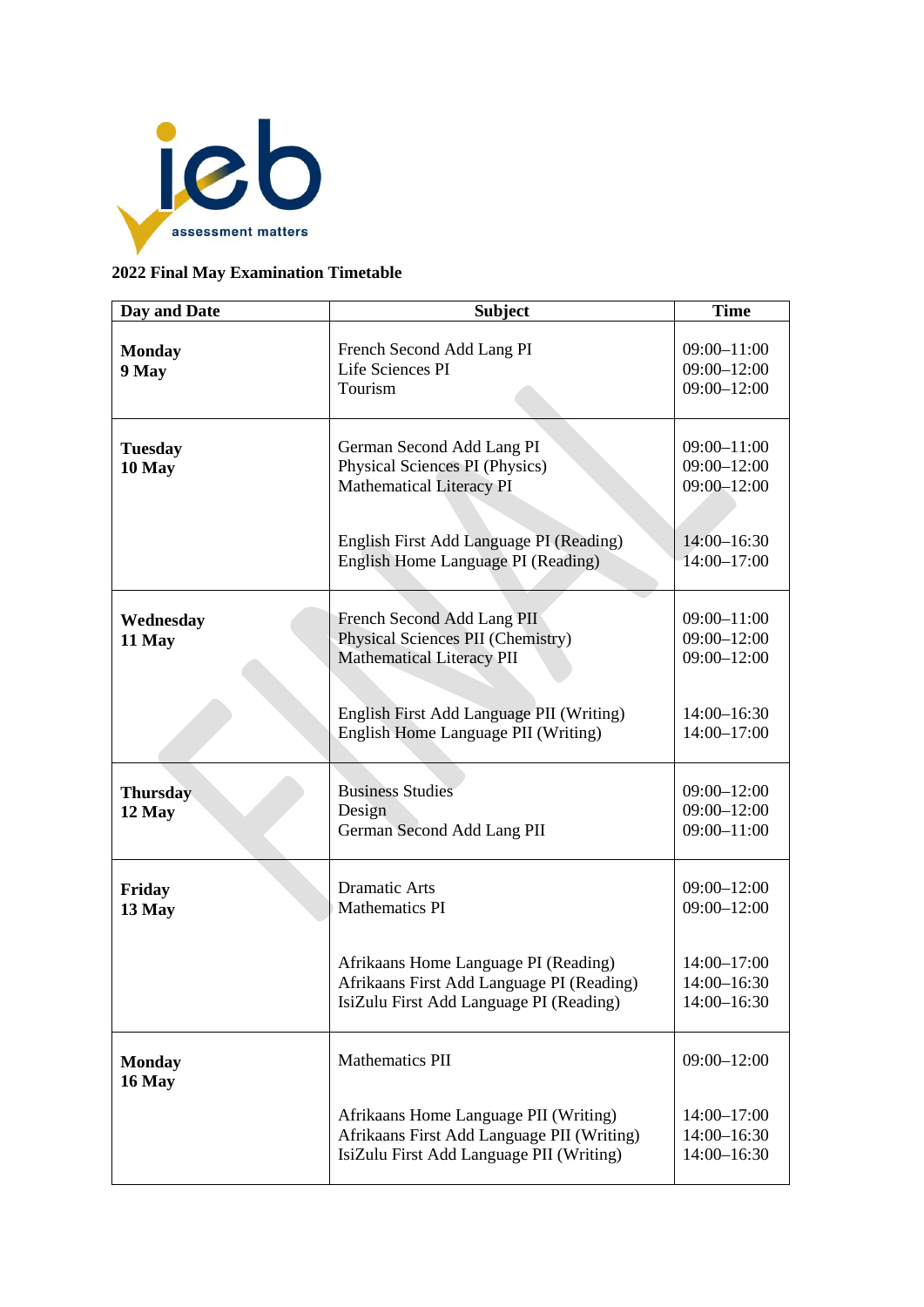## 2022 Final May Examination Timetable

| Day and Date | Subject | Time |
|---|---|---|
| **Monday 9 May** | French Second Add Lang PI<br>Life Sciences PI<br>Tourism | 09:00–11:00<br>09:00–12:00<br>09:00–12:00 |
| **Tuesday 10 May** | German Second Add Lang PI<br>Physical Sciences PI (Physics)<br>Mathematical Literacy PI<br><br>English First Add Language PI (Reading)<br>English Home Language PI (Reading) | 09:00–11:00<br>09:00–12:00<br>09:00–12:00<br><br>14:00–16:30<br>14:00–17:00 |
| **Wednesday 11 May** | French Second Add Lang PII<br>Physical Sciences PII (Chemistry)<br>Mathematical Literacy PII<br><br>English First Add Language PII (Writing)<br>English Home Language PII (Writing) | 09:00–11:00<br>09:00–12:00<br>09:00–12:00<br><br>14:00–16:30<br>14:00–17:00 |
| **Thursday 12 May** | Business Studies<br>Design<br>German Second Add Lang PII | 09:00–12:00<br>09:00–12:00<br>09:00–11:00 |
| **Friday 13 May** | Dramatic Arts<br>Mathematics PI<br><br>Afrikaans Home Language PI (Reading)<br>Afrikaans First Add Language PI (Reading)<br>IsiZulu First Add Language PI (Reading) | 09:00–12:00<br>09:00–12:00<br><br>14:00–17:00<br>14:00–16:30<br>14:00–16:30 |
| **Monday 16 May** | Mathematics PII<br><br>Afrikaans Home Language PII (Writing)<br>Afrikaans First Add Language PII (Writing)<br>IsiZulu First Add Language PII (Writing) | 09:00–12:00<br><br>14:00–17:00<br>14:00–16:30<br>14:00–16:30 |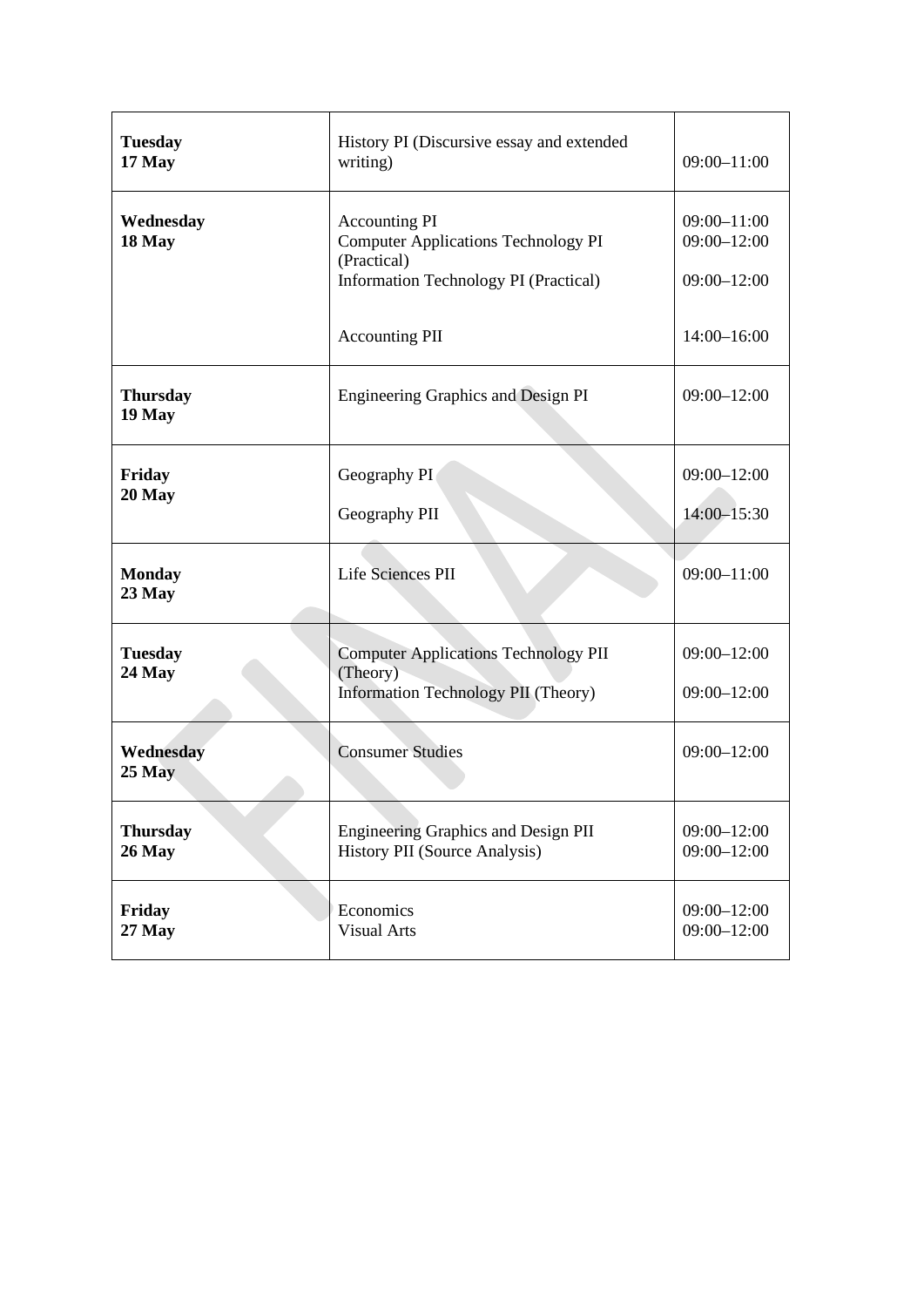| | | |
|---|---|---|
| **Tuesday 17 May** | History PI (Discursive essay and extended writing) | 09:00–11:00 |
| **Wednesday 18 May** | Accounting PI<br>Computer Applications Technology PI (Practical)<br>Information Technology PI (Practical)<br><br>Accounting PII | 09:00–11:00<br>09:00–12:00<br><br>09:00–12:00<br><br>14:00–16:00 |
| **Thursday 19 May** | Engineering Graphics and Design PI | 09:00–12:00 |
| **Friday 20 May** | Geography PI<br><br>Geography PII | 09:00–12:00<br><br>14:00–15:30 |
| **Monday 23 May** | Life Sciences PII | 09:00–11:00 |
| **Tuesday 24 May** | Computer Applications Technology PII (Theory)<br>Information Technology PII (Theory) | 09:00–12:00<br><br>09:00–12:00 |
| **Wednesday 25 May** | Consumer Studies | 09:00–12:00 |
| **Thursday 26 May** | Engineering Graphics and Design PII<br>History PII (Source Analysis) | 09:00–12:00<br>09:00–12:00 |
| **Friday 27 May** | Economics<br>Visual Arts | 09:00–12:00<br>09:00–12:00 |